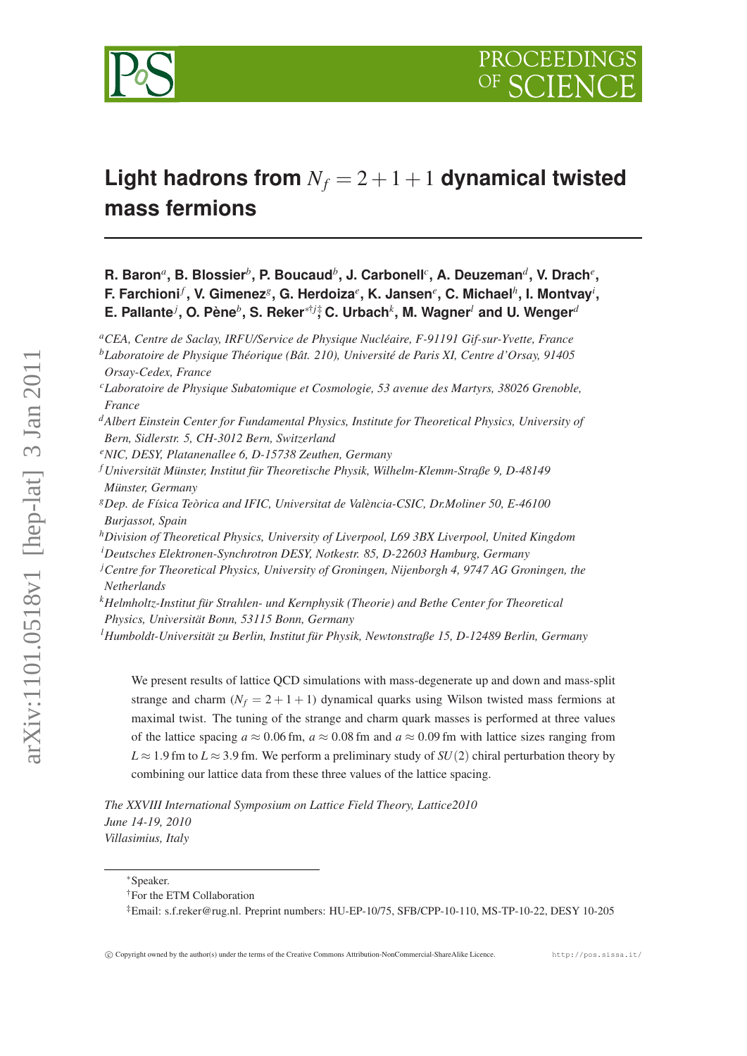# Light hadrons from $N_f = 2+1+1$ dynamical twisted mass fermions

**R. Baron**[a], **B. Blossier**[b], **P. Boucaud**[b], **J. Carbonell**[c], **A. Deuzeman**[d], **V. Drach**[e], **F. Farchioni**[f], **V. Gimenez**[g], **G. Herdoiza**[e], **K. Jansen**[e], **C. Michael**[h], **I. Montvay**[i], **E. Pallante**[j], **O. Pène**[b], **S. Reker**[*†j‡], **C. Urbach**[k], **M. Wagner**[l] **and U. Wenger**[d]

[a] *CEA, Centre de Saclay, IRFU/Service de Physique Nucléaire, F-91191 Gif-sur-Yvette, France*
[b] *Laboratoire de Physique Théorique (Bât. 210), Université de Paris XI, Centre d'Orsay, 91405 Orsay-Cedex, France*
[c] *Laboratoire de Physique Subatomique et Cosmologie, 53 avenue des Martyrs, 38026 Grenoble, France*
[d] *Albert Einstein Center for Fundamental Physics, Institute for Theoretical Physics, University of Bern, Sidlerstr. 5, CH-3012 Bern, Switzerland*
[e] *NIC, DESY, Platanenallee 6, D-15738 Zeuthen, Germany*
[f] *Universität Münster, Institut für Theoretische Physik, Wilhelm-Klemm-Straße 9, D-48149 Münster, Germany*
[g] *Dep. de Física Teòrica and IFIC, Universitat de València-CSIC, Dr.Moliner 50, E-46100 Burjassot, Spain*
[h] *Division of Theoretical Physics, University of Liverpool, L69 3BX Liverpool, United Kingdom*
[i] *Deutsches Elektronen-Synchrotron DESY, Notkestr. 85, D-22603 Hamburg, Germany*
[j] *Centre for Theoretical Physics, University of Groningen, Nijenborgh 4, 9747 AG Groningen, the Netherlands*
[k] *Helmholtz-Institut für Strahlen- und Kernphysik (Theorie) and Bethe Center for Theoretical Physics, Universität Bonn, 53115 Bonn, Germany*
[l] *Humboldt-Universität zu Berlin, Institut für Physik, Newtonstraße 15, D-12489 Berlin, Germany*

We present results of lattice QCD simulations with mass-degenerate up and down and mass-split strange and charm ($N_f = 2+1+1$) dynamical quarks using Wilson twisted mass fermions at maximal twist. The tuning of the strange and charm quark masses is performed at three values of the lattice spacing $a \approx 0.06$ fm, $a \approx 0.08$ fm and $a \approx 0.09$ fm with lattice sizes ranging from $L \approx 1.9$ fm to $L \approx 3.9$ fm. We perform a preliminary study of $SU(2)$ chiral perturbation theory by combining our lattice data from these three values of the lattice spacing.

*The XXVIII International Symposium on Lattice Field Theory, Lattice2010*
*June 14-19, 2010*
*Villasimius, Italy*

---

[*] Speaker.
[†] For the ETM Collaboration
[‡] Email: s.f.reker@rug.nl. Preprint numbers: HU-EP-10/75, SFB/CPP-10-110, MS-TP-10-22, DESY 10-205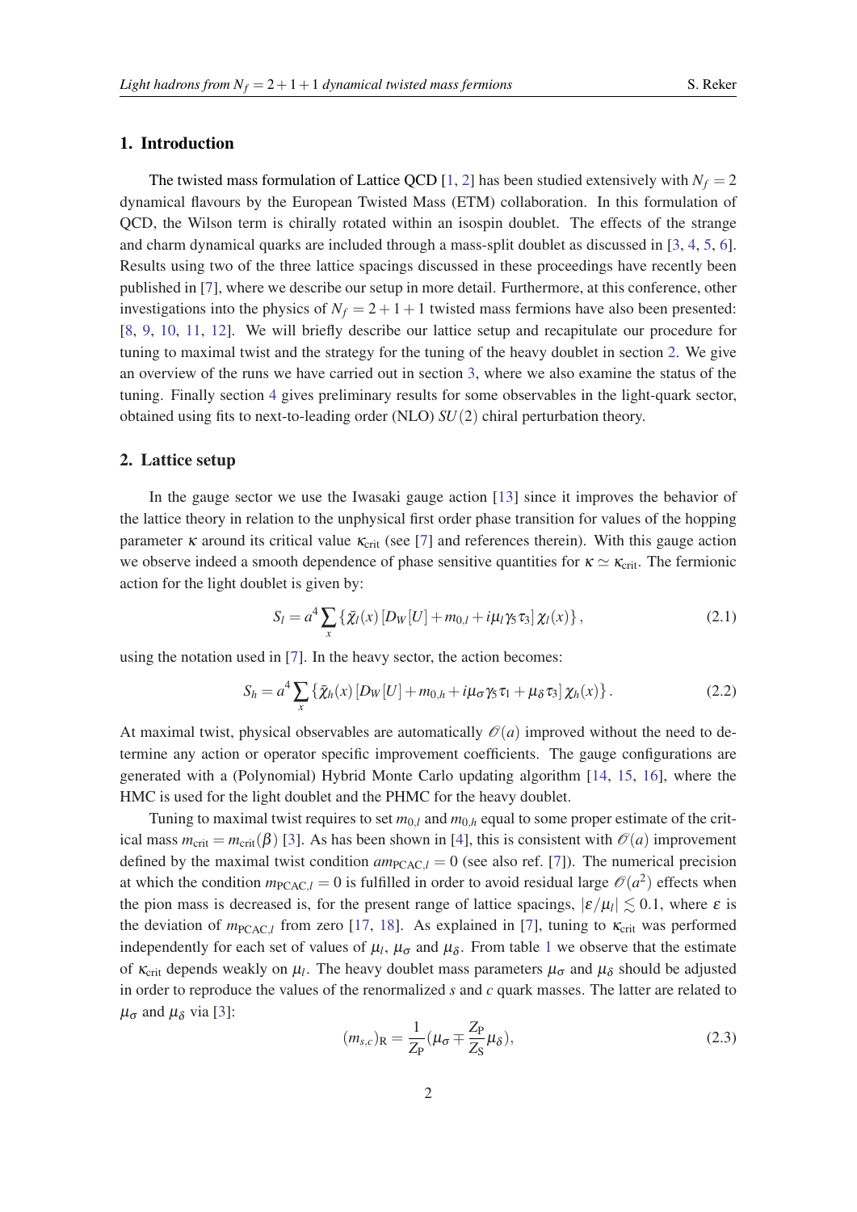## 1. Introduction

The twisted mass formulation of Lattice QCD [1, 2] has been studied extensively with $N_f = 2$ dynamical flavours by the European Twisted Mass (ETM) collaboration. In this formulation of QCD, the Wilson term is chirally rotated within an isospin doublet. The effects of the strange and charm dynamical quarks are included through a mass-split doublet as discussed in [3, 4, 5, 6]. Results using two of the three lattice spacings discussed in these proceedings have recently been published in [7], where we describe our setup in more detail. Furthermore, at this conference, other investigations into the physics of $N_f = 2+1+1$ twisted mass fermions have also been presented: [8, 9, 10, 11, 12]. We will briefly describe our lattice setup and recapitulate our procedure for tuning to maximal twist and the strategy for the tuning of the heavy doublet in section 2. We give an overview of the runs we have carried out in section 3, where we also examine the status of the tuning. Finally section 4 gives preliminary results for some observables in the light-quark sector, obtained using fits to next-to-leading order (NLO) $SU(2)$ chiral perturbation theory.

## 2. Lattice setup

In the gauge sector we use the Iwasaki gauge action [13] since it improves the behavior of the lattice theory in relation to the unphysical first order phase transition for values of the hopping parameter $\kappa$ around its critical value $\kappa_{\rm crit}$ (see [7] and references therein). With this gauge action we observe indeed a smooth dependence of phase sensitive quantities for $\kappa \simeq \kappa_{\rm crit}$. The fermionic action for the light doublet is given by:

$$S_l = a^4 \sum_x \{\bar{\chi}_l(x)\,[D_W[U] + m_{0,l} + i\mu_l \gamma_5 \tau_3]\,\chi_l(x)\}\,, \tag{2.1}$$

using the notation used in [7]. In the heavy sector, the action becomes:

$$S_h = a^4 \sum_x \{\bar{\chi}_h(x)\,[D_W[U] + m_{0,h} + i\mu_\sigma \gamma_5 \tau_1 + \mu_\delta \tau_3]\,\chi_h(x)\}\,. \tag{2.2}$$

At maximal twist, physical observables are automatically $\mathcal{O}(a)$ improved without the need to determine any action or operator specific improvement coefficients. The gauge configurations are generated with a (Polynomial) Hybrid Monte Carlo updating algorithm [14, 15, 16], where the HMC is used for the light doublet and the PHMC for the heavy doublet.

Tuning to maximal twist requires to set $m_{0,l}$ and $m_{0,h}$ equal to some proper estimate of the critical mass $m_{\rm crit} = m_{\rm crit}(\beta)$ [3]. As has been shown in [4], this is consistent with $\mathcal{O}(a)$ improvement defined by the maximal twist condition $am_{{\rm PCAC},l} = 0$ (see also ref. [7]). The numerical precision at which the condition $m_{{\rm PCAC},l} = 0$ is fulfilled in order to avoid residual large $\mathcal{O}(a^2)$ effects when the pion mass is decreased is, for the present range of lattice spacings, $|\varepsilon/\mu_l| \lesssim 0.1$, where $\varepsilon$ is the deviation of $m_{{\rm PCAC},l}$ from zero [17, 18]. As explained in [7], tuning to $\kappa_{\rm crit}$ was performed independently for each set of values of $\mu_l$, $\mu_\sigma$ and $\mu_\delta$. From table 1 we observe that the estimate of $\kappa_{\rm crit}$ depends weakly on $\mu_l$. The heavy doublet mass parameters $\mu_\sigma$ and $\mu_\delta$ should be adjusted in order to reproduce the values of the renormalized $s$ and $c$ quark masses. The latter are related to $\mu_\sigma$ and $\mu_\delta$ via [3]:

$$(m_{s,c})_{\rm R} = \frac{1}{Z_{\rm P}}(\mu_\sigma \mp \frac{Z_{\rm P}}{Z_{\rm S}}\mu_\delta), \tag{2.3}$$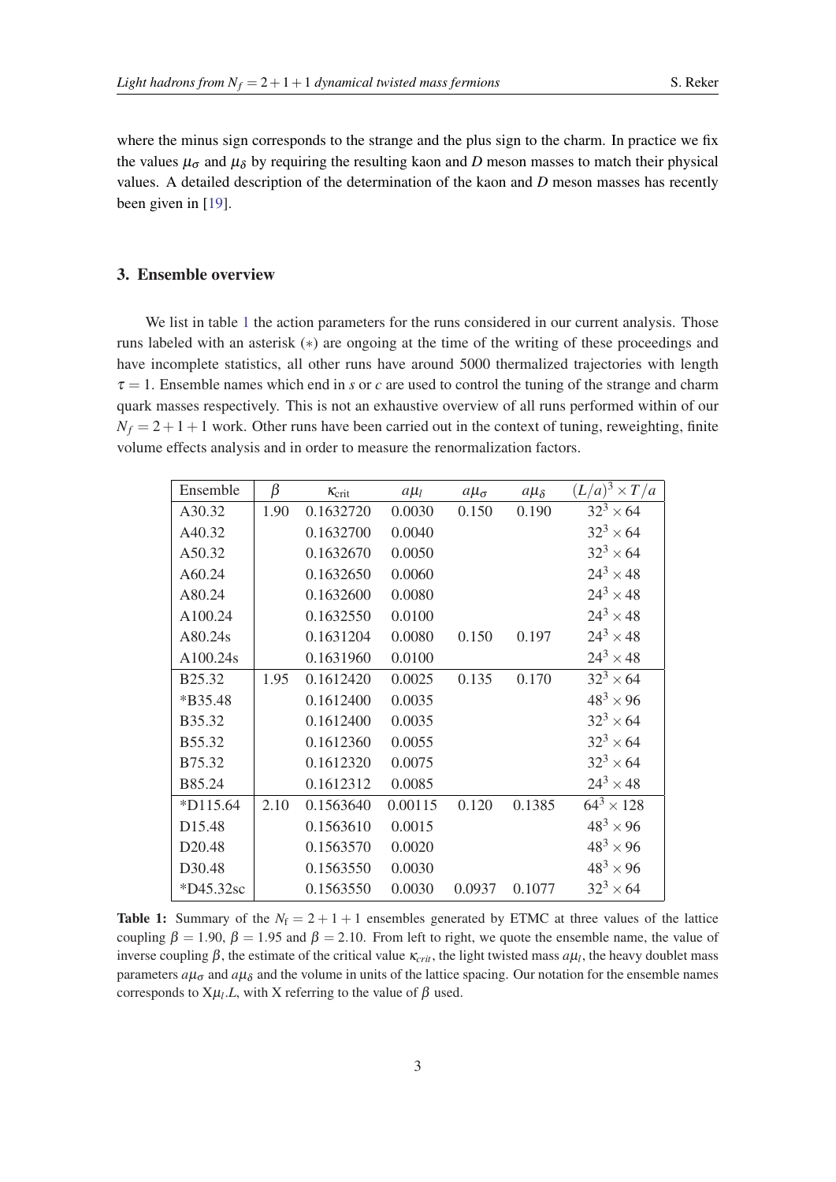where the minus sign corresponds to the strange and the plus sign to the charm. In practice we fix the values $\mu_\sigma$ and $\mu_\delta$ by requiring the resulting kaon and $D$ meson masses to match their physical values. A detailed description of the determination of the kaon and $D$ meson masses has recently been given in [19].

## 3. Ensemble overview

We list in table 1 the action parameters for the runs considered in our current analysis. Those runs labeled with an asterisk (∗) are ongoing at the time of the writing of these proceedings and have incomplete statistics, all other runs have around 5000 thermalized trajectories with length $\tau = 1$. Ensemble names which end in *s* or *c* are used to control the tuning of the strange and charm quark masses respectively. This is not an exhaustive overview of all runs performed within of our $N_f = 2+1+1$ work. Other runs have been carried out in the context of tuning, reweighting, finite volume effects analysis and in order to measure the renormalization factors.

| Ensemble | $\beta$ | $\kappa_{\text{crit}}$ | $a\mu_l$ | $a\mu_\sigma$ | $a\mu_\delta$ | $(L/a)^3 \times T/a$ |
|---|---|---|---|---|---|---|
| A30.32 | 1.90 | 0.1632720 | 0.0030 | 0.150 | 0.190 | $32^3 \times 64$ |
| A40.32 | | 0.1632700 | 0.0040 | | | $32^3 \times 64$ |
| A50.32 | | 0.1632670 | 0.0050 | | | $32^3 \times 64$ |
| A60.24 | | 0.1632650 | 0.0060 | | | $24^3 \times 48$ |
| A80.24 | | 0.1632600 | 0.0080 | | | $24^3 \times 48$ |
| A100.24 | | 0.1632550 | 0.0100 | | | $24^3 \times 48$ |
| A80.24s | | 0.1631204 | 0.0080 | 0.150 | 0.197 | $24^3 \times 48$ |
| A100.24s | | 0.1631960 | 0.0100 | | | $24^3 \times 48$ |
| B25.32 | 1.95 | 0.1612420 | 0.0025 | 0.135 | 0.170 | $32^3 \times 64$ |
| *B35.48 | | 0.1612400 | 0.0035 | | | $48^3 \times 96$ |
| B35.32 | | 0.1612400 | 0.0035 | | | $32^3 \times 64$ |
| B55.32 | | 0.1612360 | 0.0055 | | | $32^3 \times 64$ |
| B75.32 | | 0.1612320 | 0.0075 | | | $32^3 \times 64$ |
| B85.24 | | 0.1612312 | 0.0085 | | | $24^3 \times 48$ |
| *D115.64 | 2.10 | 0.1563640 | 0.00115 | 0.120 | 0.1385 | $64^3 \times 128$ |
| D15.48 | | 0.1563610 | 0.0015 | | | $48^3 \times 96$ |
| D20.48 | | 0.1563570 | 0.0020 | | | $48^3 \times 96$ |
| D30.48 | | 0.1563550 | 0.0030 | | | $48^3 \times 96$ |
| *D45.32sc | | 0.1563550 | 0.0030 | 0.0937 | 0.1077 | $32^3 \times 64$ |

**Table 1:** Summary of the $N_f = 2+1+1$ ensembles generated by ETMC at three values of the lattice coupling $\beta = 1.90$, $\beta = 1.95$ and $\beta = 2.10$. From left to right, we quote the ensemble name, the value of inverse coupling $\beta$, the estimate of the critical value $\kappa_{crit}$, the light twisted mass $a\mu_l$, the heavy doublet mass parameters $a\mu_\sigma$ and $a\mu_\delta$ and the volume in units of the lattice spacing. Our notation for the ensemble names corresponds to $\text{X}\mu_l.L$, with X referring to the value of $\beta$ used.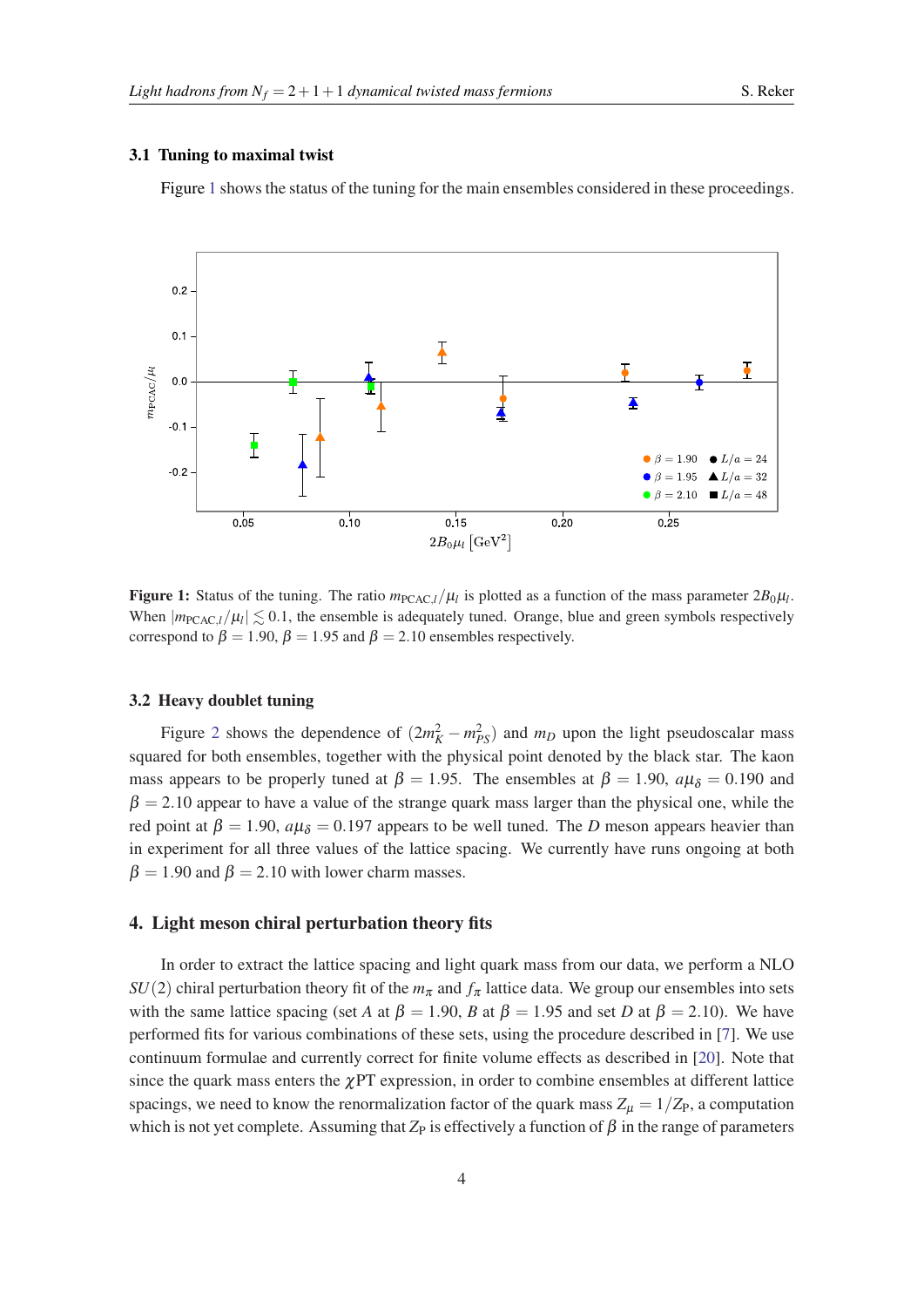### 3.1 Tuning to maximal twist

Figure 1 shows the status of the tuning for the main ensembles considered in these proceedings.

**Figure 1:** Status of the tuning. The ratio $m_{\mathrm{PCAC},l}/\mu_l$ is plotted as a function of the mass parameter $2B_0\mu_l$. When $|m_{\mathrm{PCAC},l}/\mu_l| \lesssim 0.1$, the ensemble is adequately tuned. Orange, blue and green symbols respectively correspond to $\beta = 1.90$, $\beta = 1.95$ and $\beta = 2.10$ ensembles respectively.

### 3.2 Heavy doublet tuning

Figure 2 shows the dependence of $(2m_K^2 - m_{PS}^2)$ and $m_D$ upon the light pseudoscalar mass squared for both ensembles, together with the physical point denoted by the black star. The kaon mass appears to be properly tuned at $\beta = 1.95$. The ensembles at $\beta = 1.90$, $a\mu_\delta = 0.190$ and $\beta = 2.10$ appear to have a value of the strange quark mass larger than the physical one, while the red point at $\beta = 1.90$, $a\mu_\delta = 0.197$ appears to be well tuned. The $D$ meson appears heavier than in experiment for all three values of the lattice spacing. We currently have runs ongoing at both $\beta = 1.90$ and $\beta = 2.10$ with lower charm masses.

## 4. Light meson chiral perturbation theory fits

In order to extract the lattice spacing and light quark mass from our data, we perform a NLO $SU(2)$ chiral perturbation theory fit of the $m_\pi$ and $f_\pi$ lattice data. We group our ensembles into sets with the same lattice spacing (set $A$ at $\beta = 1.90$, $B$ at $\beta = 1.95$ and set $D$ at $\beta = 2.10$). We have performed fits for various combinations of these sets, using the procedure described in [7]. We use continuum formulae and currently correct for finite volume effects as described in [20]. Note that since the quark mass enters the $\chi$PT expression, in order to combine ensembles at different lattice spacings, we need to know the renormalization factor of the quark mass $Z_\mu = 1/Z_\mathrm{P}$, a computation which is not yet complete. Assuming that $Z_\mathrm{P}$ is effectively a function of $\beta$ in the range of parameters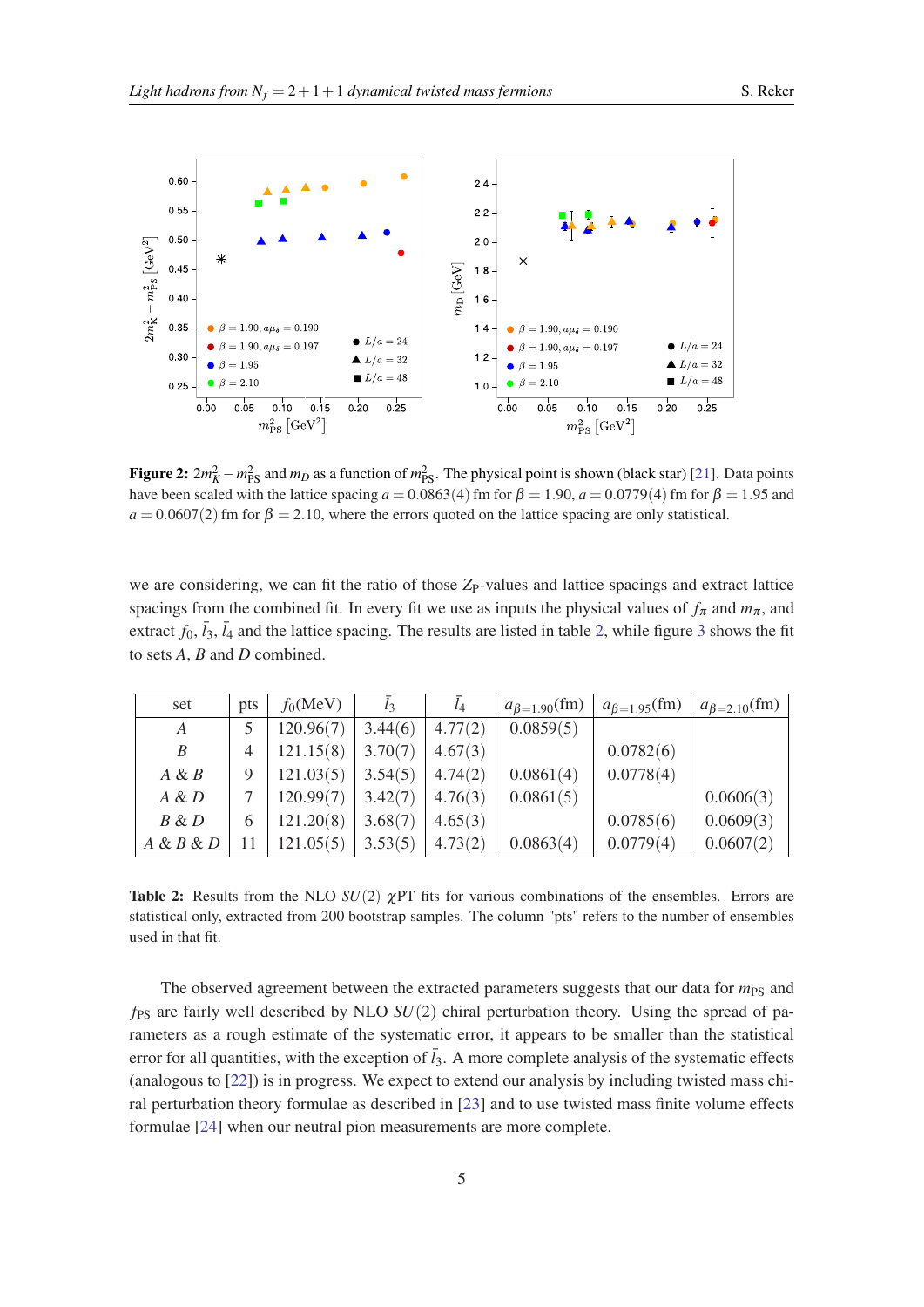**Figure 2:** $2m_K^2 - m_{\rm PS}^2$ and $m_D$ as a function of $m_{\rm PS}^2$. The physical point is shown (black star) [21]. Data points have been scaled with the lattice spacing $a = 0.0863(4)$ fm for $\beta = 1.90$, $a = 0.0779(4)$ fm for $\beta = 1.95$ and $a = 0.0607(2)$ fm for $\beta = 2.10$, where the errors quoted on the lattice spacing are only statistical.

we are considering, we can fit the ratio of those $Z_{\rm P}$-values and lattice spacings and extract lattice spacings from the combined fit. In every fit we use as inputs the physical values of $f_\pi$ and $m_\pi$, and extract $f_0$, $\bar{l}_3$, $\bar{l}_4$ and the lattice spacing. The results are listed in table 2, while figure 3 shows the fit to sets $A$, $B$ and $D$ combined.

| set | pts | $f_0$(MeV) | $\bar{l}_3$ | $\bar{l}_4$ | $a_{\beta=1.90}$(fm) | $a_{\beta=1.95}$(fm) | $a_{\beta=2.10}$(fm) |
|---|---|---|---|---|---|---|---|
| $A$ | 5 | 120.96(7) | 3.44(6) | 4.77(2) | 0.0859(5) | | |
| $B$ | 4 | 121.15(8) | 3.70(7) | 4.67(3) | | 0.0782(6) | |
| $A$ & $B$ | 9 | 121.03(5) | 3.54(5) | 4.74(2) | 0.0861(4) | 0.0778(4) | |
| $A$ & $D$ | 7 | 120.99(7) | 3.42(7) | 4.76(3) | 0.0861(5) | | 0.0606(3) |
| $B$ & $D$ | 6 | 121.20(8) | 3.68(7) | 4.65(3) | | 0.0785(6) | 0.0609(3) |
| $A$ & $B$ & $D$ | 11 | 121.05(5) | 3.53(5) | 4.73(2) | 0.0863(4) | 0.0779(4) | 0.0607(2) |

**Table 2:** Results from the NLO $SU(2)$ $\chi$PT fits for various combinations of the ensembles. Errors are statistical only, extracted from 200 bootstrap samples. The column "pts" refers to the number of ensembles used in that fit.

The observed agreement between the extracted parameters suggests that our data for $m_{\rm PS}$ and $f_{\rm PS}$ are fairly well described by NLO $SU(2)$ chiral perturbation theory. Using the spread of parameters as a rough estimate of the systematic error, it appears to be smaller than the statistical error for all quantities, with the exception of $\bar{l}_3$. A more complete analysis of the systematic effects (analogous to [22]) is in progress. We expect to extend our analysis by including twisted mass chiral perturbation theory formulae as described in [23] and to use twisted mass finite volume effects formulae [24] when our neutral pion measurements are more complete.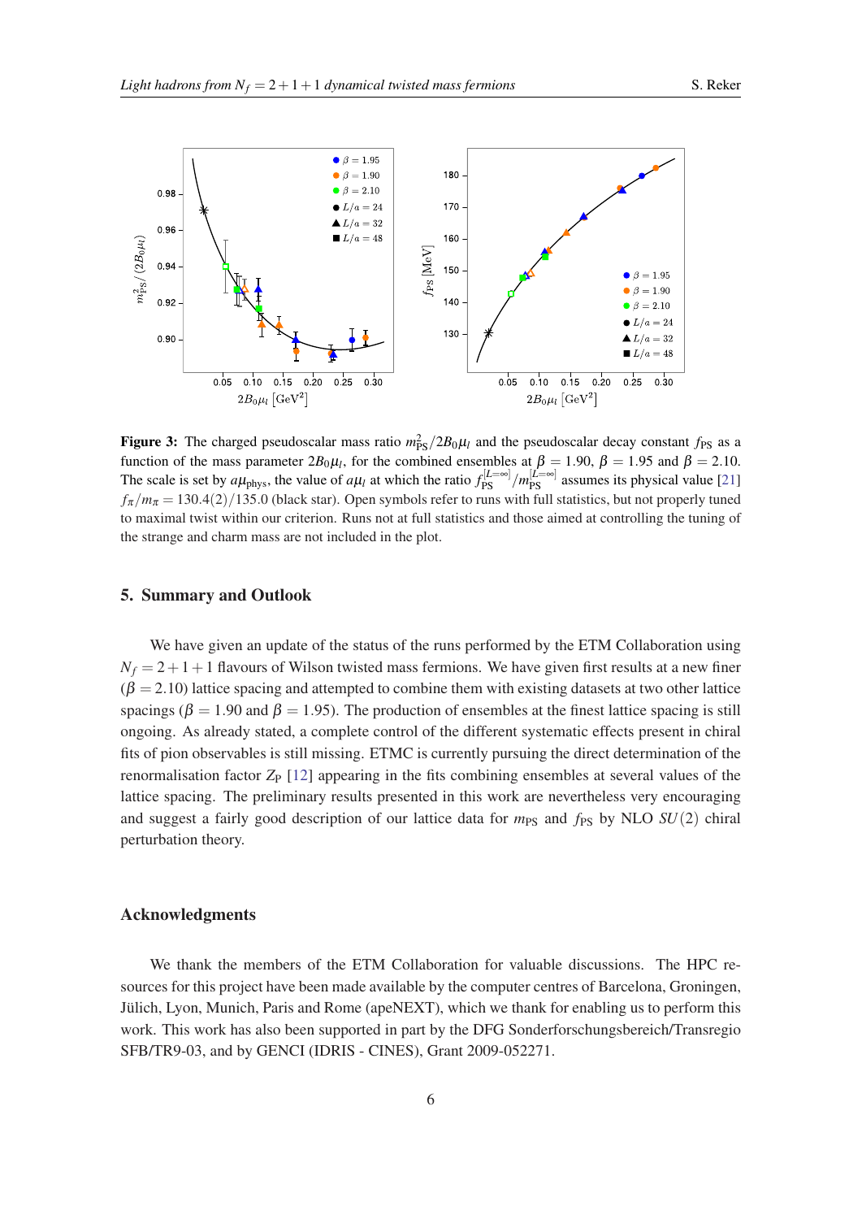**Figure 3:** The charged pseudoscalar mass ratio $m_{\rm PS}^2/2B_0\mu_l$ and the pseudoscalar decay constant $f_{\rm PS}$ as a function of the mass parameter $2B_0\mu_l$, for the combined ensembles at $\beta = 1.90$, $\beta = 1.95$ and $\beta = 2.10$. The scale is set by $a\mu_{\rm phys}$, the value of $a\mu_l$ at which the ratio $f_{\rm PS}^{[L=\infty]}/m_{\rm PS}^{[L=\infty]}$ assumes its physical value [21] $f_\pi/m_\pi = 130.4(2)/135.0$ (black star). Open symbols refer to runs with full statistics, but not properly tuned to maximal twist within our criterion. Runs not at full statistics and those aimed at controlling the tuning of the strange and charm mass are not included in the plot.

## 5. Summary and Outlook

We have given an update of the status of the runs performed by the ETM Collaboration using $N_f = 2+1+1$ flavours of Wilson twisted mass fermions. We have given first results at a new finer ($\beta = 2.10$) lattice spacing and attempted to combine them with existing datasets at two other lattice spacings ($\beta = 1.90$ and $\beta = 1.95$). The production of ensembles at the finest lattice spacing is still ongoing. As already stated, a complete control of the different systematic effects present in chiral fits of pion observables is still missing. ETMC is currently pursuing the direct determination of the renormalisation factor $Z_{\rm P}$ [12] appearing in the fits combining ensembles at several values of the lattice spacing. The preliminary results presented in this work are nevertheless very encouraging and suggest a fairly good description of our lattice data for $m_{\rm PS}$ and $f_{\rm PS}$ by NLO $SU(2)$ chiral perturbation theory.

## Acknowledgments

We thank the members of the ETM Collaboration for valuable discussions. The HPC resources for this project have been made available by the computer centres of Barcelona, Groningen, Jülich, Lyon, Munich, Paris and Rome (apeNEXT), which we thank for enabling us to perform this work. This work has also been supported in part by the DFG Sonderforschungsbereich/Transregio SFB/TR9-03, and by GENCI (IDRIS - CINES), Grant 2009-052271.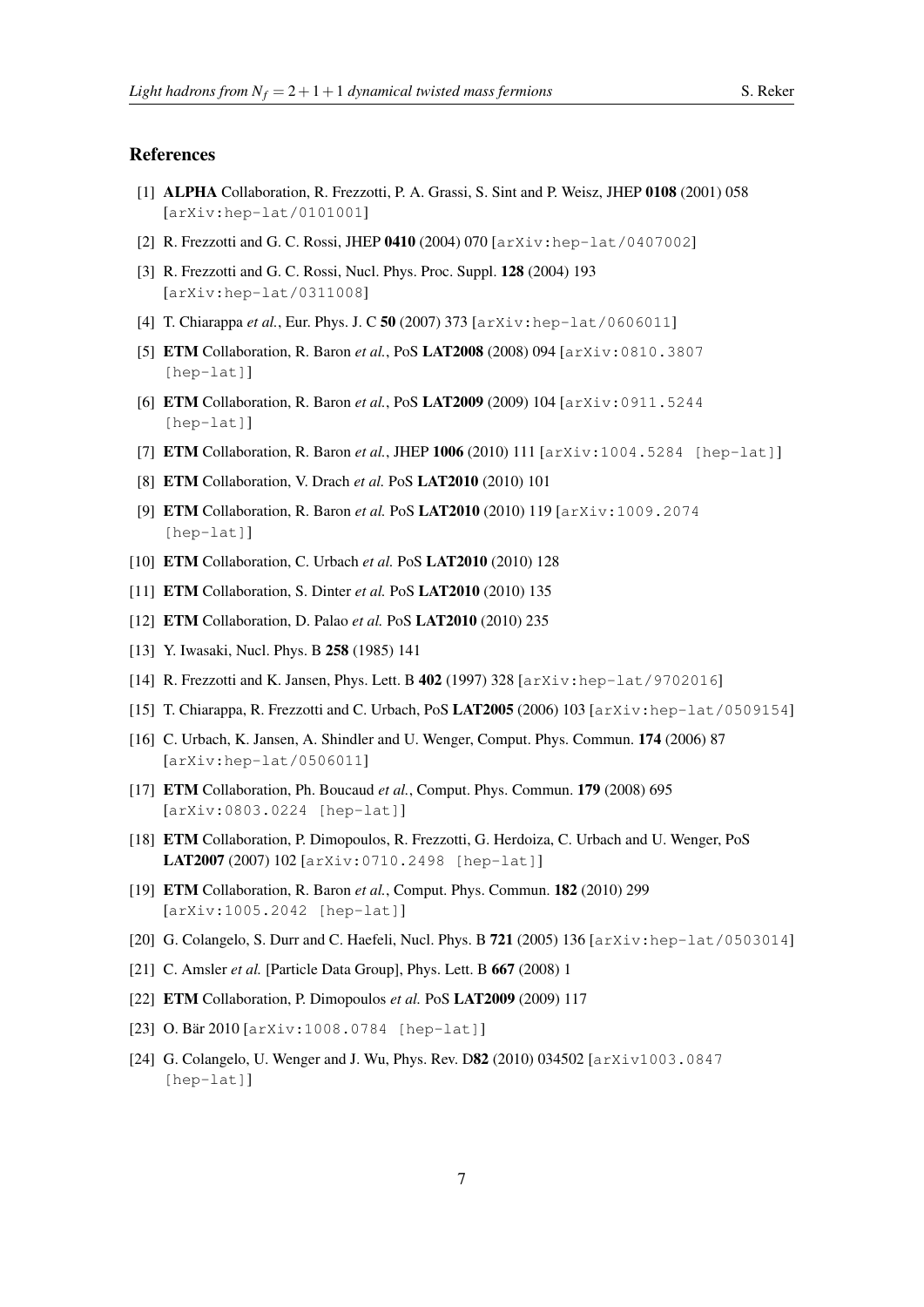## References

[1] **ALPHA** Collaboration, R. Frezzotti, P. A. Grassi, S. Sint and P. Weisz, JHEP **0108** (2001) 058 [arXiv:hep-lat/0101001]

[2] R. Frezzotti and G. C. Rossi, JHEP **0410** (2004) 070 [arXiv:hep-lat/0407002]

[3] R. Frezzotti and G. C. Rossi, Nucl. Phys. Proc. Suppl. **128** (2004) 193 [arXiv:hep-lat/0311008]

[4] T. Chiarappa *et al.*, Eur. Phys. J. C **50** (2007) 373 [arXiv:hep-lat/0606011]

[5] **ETM** Collaboration, R. Baron *et al.*, PoS **LAT2008** (2008) 094 [arXiv:0810.3807 [hep-lat]]

[6] **ETM** Collaboration, R. Baron *et al.*, PoS **LAT2009** (2009) 104 [arXiv:0911.5244 [hep-lat]]

[7] **ETM** Collaboration, R. Baron *et al.*, JHEP **1006** (2010) 111 [arXiv:1004.5284 [hep-lat]]

[8] **ETM** Collaboration, V. Drach *et al.* PoS **LAT2010** (2010) 101

[9] **ETM** Collaboration, R. Baron *et al.* PoS **LAT2010** (2010) 119 [arXiv:1009.2074 [hep-lat]]

[10] **ETM** Collaboration, C. Urbach *et al.* PoS **LAT2010** (2010) 128

[11] **ETM** Collaboration, S. Dinter *et al.* PoS **LAT2010** (2010) 135

[12] **ETM** Collaboration, D. Palao *et al.* PoS **LAT2010** (2010) 235

[13] Y. Iwasaki, Nucl. Phys. B **258** (1985) 141

[14] R. Frezzotti and K. Jansen, Phys. Lett. B **402** (1997) 328 [arXiv:hep-lat/9702016]

[15] T. Chiarappa, R. Frezzotti and C. Urbach, PoS **LAT2005** (2006) 103 [arXiv:hep-lat/0509154]

[16] C. Urbach, K. Jansen, A. Shindler and U. Wenger, Comput. Phys. Commun. **174** (2006) 87 [arXiv:hep-lat/0506011]

[17] **ETM** Collaboration, Ph. Boucaud *et al.*, Comput. Phys. Commun. **179** (2008) 695 [arXiv:0803.0224 [hep-lat]]

[18] **ETM** Collaboration, P. Dimopoulos, R. Frezzotti, G. Herdoiza, C. Urbach and U. Wenger, PoS **LAT2007** (2007) 102 [arXiv:0710.2498 [hep-lat]]

[19] **ETM** Collaboration, R. Baron *et al.*, Comput. Phys. Commun. **182** (2010) 299 [arXiv:1005.2042 [hep-lat]]

[20] G. Colangelo, S. Durr and C. Haefeli, Nucl. Phys. B **721** (2005) 136 [arXiv:hep-lat/0503014]

[21] C. Amsler *et al.* [Particle Data Group], Phys. Lett. B **667** (2008) 1

[22] **ETM** Collaboration, P. Dimopoulos *et al.* PoS **LAT2009** (2009) 117

[23] O. Bär 2010 [arXiv:1008.0784 [hep-lat]]

[24] G. Colangelo, U. Wenger and J. Wu, Phys. Rev. D**82** (2010) 034502 [arXiv1003.0847 [hep-lat]]